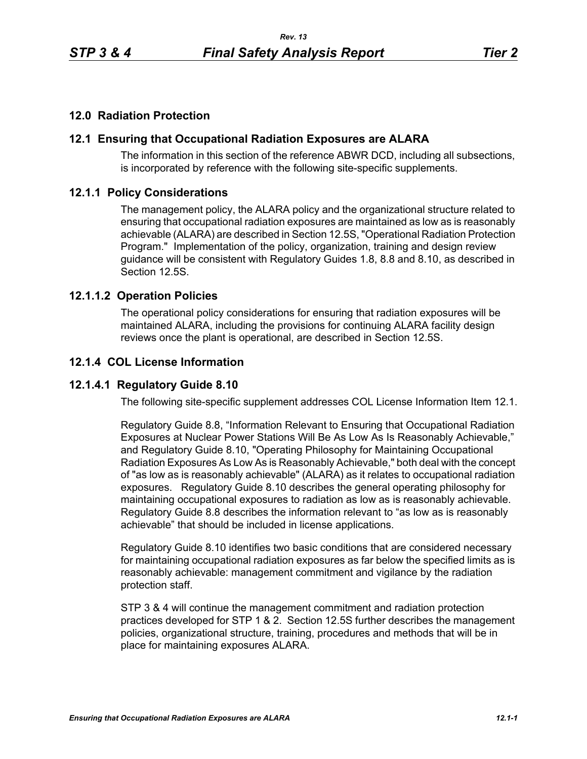# 12.0 Radiation Protection

## 12.1 Ensuring that Occupational Radiation Exposures are ALARA

The information in this section of the reference ABWR DCD, including all subsections, is incorporated by reference with the following site-specific supplements.

### 12.1.1 Policy Considerations

The management policy, the ALARA policy and the organizational structure related to ensuring that occupational radiation exposures are maintained as low as is reasonably achievable (ALARA) are described in Section 12.5S, "Operational Radiation Protection Program." Implementation of the policy, organization, training and design review guidance will be consistent with Regulatory Guides 1.8, 8.8 and 8.10, as described in Section 12.5S.

#### 12.1.1.2 Operation Policies

The operational policy considerations for ensuring that radiation exposures will be maintained ALARA, including the provisions for continuing ALARA facility design reviews once the plant is operational, are described in Section 12.5S.

### 12.1.4 COL License Information

#### 12.1.4.1 Regulatory Guide 8.10

The following site-specific supplement addresses COL License Information Item 12.1.

Regulatory Guide 8.8, “Information Relevant to Ensuring that Occupational Radiation Exposures at Nuclear Power Stations Will Be As Low As Is Reasonably Achievable,” and Regulatory Guide 8.10, "Operating Philosophy for Maintaining Occupational Radiation Exposures As Low As is Reasonably Achievable," both deal with the concept of "as low as is reasonably achievable" (ALARA) as it relates to occupational radiation exposures. Regulatory Guide 8.10 describes the general operating philosophy for maintaining occupational exposures to radiation as low as is reasonably achievable. Regulatory Guide 8.8 describes the information relevant to “as low as is reasonably achievable” that should be included in license applications.

Regulatory Guide 8.10 identifies two basic conditions that are considered necessary for maintaining occupational radiation exposures as far below the specified limits as is reasonably achievable: management commitment and vigilance by the radiation protection staff.

STP 3 & 4 will continue the management commitment and radiation protection practices developed for STP 1 & 2. Section 12.5S further describes the management policies, organizational structure, training, procedures and methods that will be in place for maintaining exposures ALARA.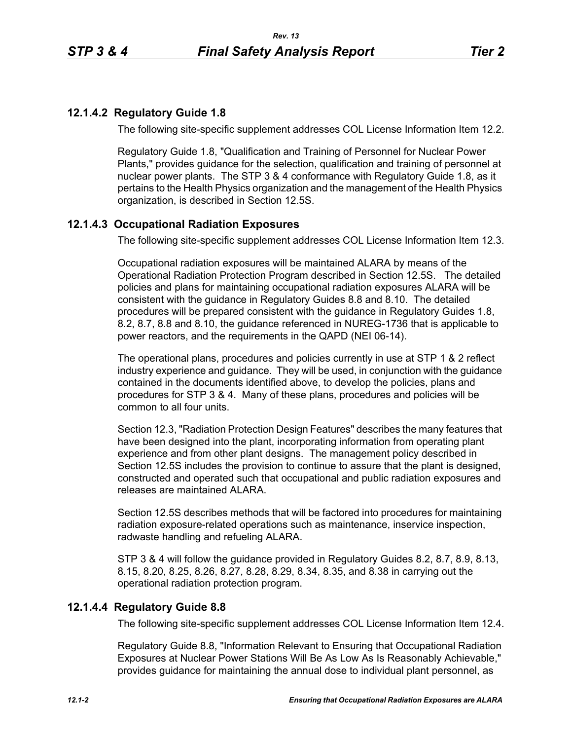### 12.1.4.2 Regulatory Guide 1.8

The following site-specific supplement addresses COL License Information Item 12.2.

Regulatory Guide 1.8, "Qualification and Training of Personnel for Nuclear Power Plants," provides guidance for the selection, qualification and training of personnel at nuclear power plants. The STP 3 & 4 conformance with Regulatory Guide 1.8, as it pertains to the Health Physics organization and the management of the Health Physics organization, is described in Section 12.5S.

### 12.1.4.3 Occupational Radiation Exposures

The following site-specific supplement addresses COL License Information Item 12.3.

Occupational radiation exposures will be maintained ALARA by means of the Operational Radiation Protection Program described in Section 12.5S. The detailed policies and plans for maintaining occupational radiation exposures ALARA will be consistent with the guidance in Regulatory Guides 8.8 and 8.10. The detailed procedures will be prepared consistent with the guidance in Regulatory Guides 1.8, 8.2, 8.7, 8.8 and 8.10, the guidance referenced in NUREG-1736 that is applicable to power reactors, and the requirements in the QAPD (NEI 06-14).

The operational plans, procedures and policies currently in use at STP 1 & 2 reflect industry experience and guidance. They will be used, in conjunction with the guidance contained in the documents identified above, to develop the policies, plans and procedures for STP 3 & 4. Many of these plans, procedures and policies will be common to all four units.

Section 12.3, "Radiation Protection Design Features" describes the many features that have been designed into the plant, incorporating information from operating plant experience and from other plant designs. The management policy described in Section 12.5S includes the provision to continue to assure that the plant is designed, constructed and operated such that occupational and public radiation exposures and releases are maintained ALARA.

Section 12.5S describes methods that will be factored into procedures for maintaining radiation exposure-related operations such as maintenance, inservice inspection, radwaste handling and refueling ALARA.

STP 3 & 4 will follow the guidance provided in Regulatory Guides 8.2, 8.7, 8.9, 8.13, 8.15, 8.20, 8.25, 8.26, 8.27, 8.28, 8.29, 8.34, 8.35, and 8.38 in carrying out the operational radiation protection program.

### 12.1.4.4 Regulatory Guide 8.8

The following site-specific supplement addresses COL License Information Item 12.4.

Regulatory Guide 8.8, "Information Relevant to Ensuring that Occupational Radiation Exposures at Nuclear Power Stations Will Be As Low As Is Reasonably Achievable," provides guidance for maintaining the annual dose to individual plant personnel, as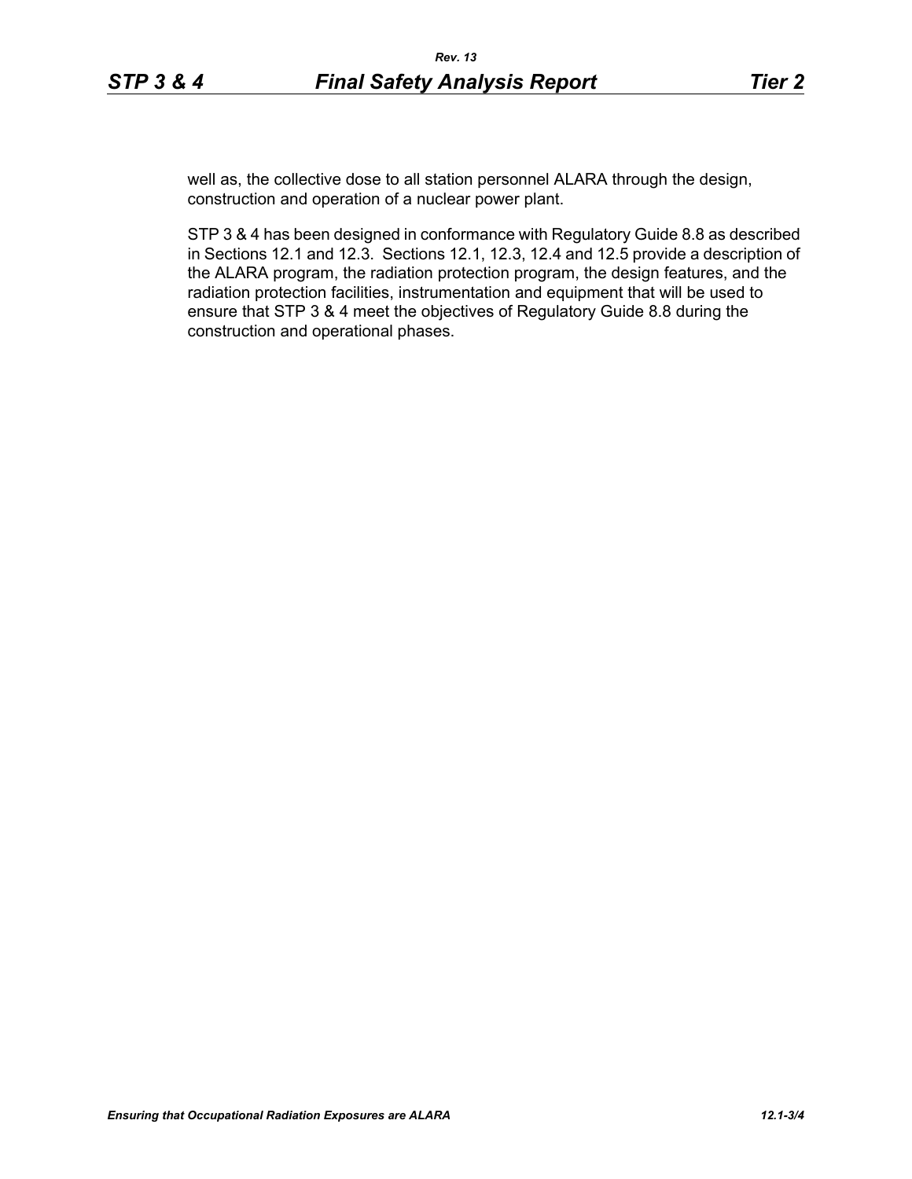well as, the collective dose to all station personnel ALARA through the design, construction and operation of a nuclear power plant.

STP 3 & 4 has been designed in conformance with Regulatory Guide 8.8 as described in Sections 12.1 and 12.3. Sections 12.1, 12.3, 12.4 and 12.5 provide a description of the ALARA program, the radiation protection program, the design features, and the radiation protection facilities, instrumentation and equipment that will be used to ensure that STP 3 & 4 meet the objectives of Regulatory Guide 8.8 during the construction and operational phases.